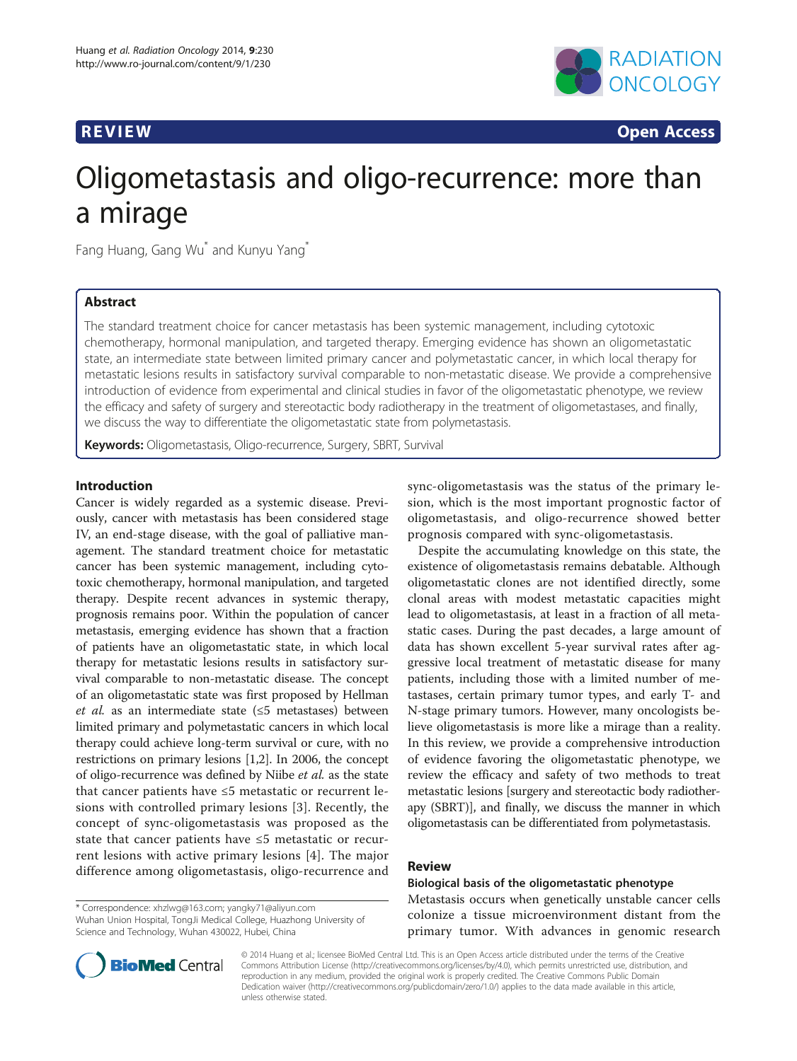REVIEW Open Access

# Oligometastasis and oligo-recurrence: more than a mirage

Fang Huang, Gang Wu* and Kunyu Yang*

## Abstract

The standard treatment choice for cancer metastasis has been systemic management, including cytotoxic chemotherapy, hormonal manipulation, and targeted therapy. Emerging evidence has shown an oligometastatic state, an intermediate state between limited primary cancer and polymetastatic cancer, in which local therapy for metastatic lesions results in satisfactory survival comparable to non-metastatic disease. We provide a comprehensive introduction of evidence from experimental and clinical studies in favor of the oligometastatic phenotype, we review the efficacy and safety of surgery and stereotactic body radiotherapy in the treatment of oligometastases, and finally, we discuss the way to differentiate the oligometastatic state from polymetastasis.

**Keywords:** Oligometastasis, Oligo-recurrence, Surgery, SBRT, Survival

## Introduction

Cancer is widely regarded as a systemic disease. Previously, cancer with metastasis has been considered stage IV, an end-stage disease, with the goal of palliative management. The standard treatment choice for metastatic cancer has been systemic management, including cytotoxic chemotherapy, hormonal manipulation, and targeted therapy. Despite recent advances in systemic therapy, prognosis remains poor. Within the population of cancer metastasis, emerging evidence has shown that a fraction of patients have an oligometastatic state, in which local therapy for metastatic lesions results in satisfactory survival comparable to non-metastatic disease. The concept of an oligometastatic state was first proposed by Hellman *et al.* as an intermediate state (≤5 metastases) between limited primary and polymetastatic cancers in which local therapy could achieve long-term survival or cure, with no restrictions on primary lesions [1,2]. In 2006, the concept of oligo-recurrence was defined by Niibe *et al.* as the state that cancer patients have ≤5 metastatic or recurrent lesions with controlled primary lesions [3]. Recently, the concept of sync-oligometastasis was proposed as the state that cancer patients have ≤5 metastatic or recurrent lesions with active primary lesions [4]. The major difference among oligometastasis, oligo-recurrence and sync-oligometastasis was the status of the primary lesion, which is the most important prognostic factor of oligometastasis, and oligo-recurrence showed better prognosis compared with sync-oligometastasis.

Despite the accumulating knowledge on this state, the existence of oligometastasis remains debatable. Although oligometastatic clones are not identified directly, some clonal areas with modest metastatic capacities might lead to oligometastasis, at least in a fraction of all metastatic cases. During the past decades, a large amount of data has shown excellent 5-year survival rates after aggressive local treatment of metastatic disease for many patients, including those with a limited number of metastases, certain primary tumor types, and early T- and N-stage primary tumors. However, many oncologists believe oligometastasis is more like a mirage than a reality. In this review, we provide a comprehensive introduction of evidence favoring the oligometastatic phenotype, we review the efficacy and safety of two methods to treat metastatic lesions [surgery and stereotactic body radiotherapy (SBRT)], and finally, we discuss the manner in which oligometastasis can be differentiated from polymetastasis.

## Review

### Biological basis of the oligometastatic phenotype

Metastasis occurs when genetically unstable cancer cells colonize a tissue microenvironment distant from the primary tumor. With advances in genomic research

\* Correspondence: xhzlwg@163.com; yangky71@aliyun.com
Wuhan Union Hospital, TongJi Medical College, Huazhong University of Science and Technology, Wuhan 430022, Hubei, China

© 2014 Huang et al.; licensee BioMed Central Ltd. This is an Open Access article distributed under the terms of the Creative Commons Attribution License (http://creativecommons.org/licenses/by/4.0), which permits unrestricted use, distribution, and reproduction in any medium, provided the original work is properly credited. The Creative Commons Public Domain Dedication waiver (http://creativecommons.org/publicdomain/zero/1.0/) applies to the data made available in this article, unless otherwise stated.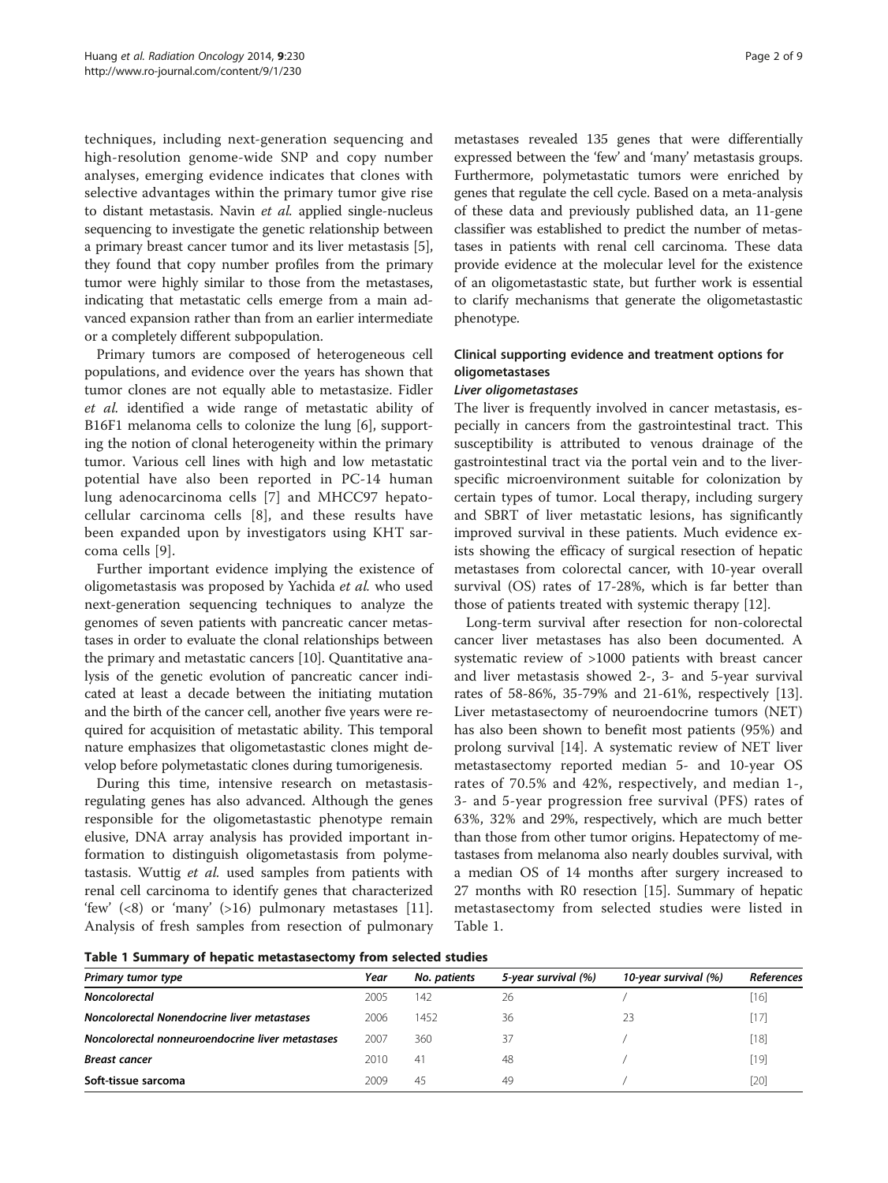techniques, including next-generation sequencing and high-resolution genome-wide SNP and copy number analyses, emerging evidence indicates that clones with selective advantages within the primary tumor give rise to distant metastasis. Navin *et al.* applied single-nucleus sequencing to investigate the genetic relationship between a primary breast cancer tumor and its liver metastasis [5], they found that copy number profiles from the primary tumor were highly similar to those from the metastases, indicating that metastatic cells emerge from a main advanced expansion rather than from an earlier intermediate or a completely different subpopulation.

Primary tumors are composed of heterogeneous cell populations, and evidence over the years has shown that tumor clones are not equally able to metastasize. Fidler *et al.* identified a wide range of metastatic ability of B16F1 melanoma cells to colonize the lung [6], supporting the notion of clonal heterogeneity within the primary tumor. Various cell lines with high and low metastatic potential have also been reported in PC-14 human lung adenocarcinoma cells [7] and MHCC97 hepatocellular carcinoma cells [8], and these results have been expanded upon by investigators using KHT sarcoma cells [9].

Further important evidence implying the existence of oligometastasis was proposed by Yachida *et al.* who used next-generation sequencing techniques to analyze the genomes of seven patients with pancreatic cancer metastases in order to evaluate the clonal relationships between the primary and metastatic cancers [10]. Quantitative analysis of the genetic evolution of pancreatic cancer indicated at least a decade between the initiating mutation and the birth of the cancer cell, another five years were required for acquisition of metastatic ability. This temporal nature emphasizes that oligometastatic clones might develop before polymetastatic clones during tumorigenesis.

During this time, intensive research on metastasis-regulating genes has also advanced. Although the genes responsible for the oligometastatic phenotype remain elusive, DNA array analysis has provided important information to distinguish oligometastasis from polymetastasis. Wuttig *et al.* used samples from patients with renal cell carcinoma to identify genes that characterized 'few' (<8) or 'many' (>16) pulmonary metastases [11]. Analysis of fresh samples from resection of pulmonary metastases revealed 135 genes that were differentially expressed between the 'few' and 'many' metastasis groups. Furthermore, polymetastatic tumors were enriched by genes that regulate the cell cycle. Based on a meta-analysis of these data and previously published data, an 11-gene classifier was established to predict the number of metastases in patients with renal cell carcinoma. These data provide evidence at the molecular level for the existence of an oligometastastic state, but further work is essential to clarify mechanisms that generate the oligometastatic phenotype.

## Clinical supporting evidence and treatment options for oligometastases

### *Liver oligometastases*

The liver is frequently involved in cancer metastasis, especially in cancers from the gastrointestinal tract. This susceptibility is attributed to venous drainage of the gastrointestinal tract via the portal vein and to the liver-specific microenvironment suitable for colonization by certain types of tumor. Local therapy, including surgery and SBRT of liver metastatic lesions, has significantly improved survival in these patients. Much evidence exists showing the efficacy of surgical resection of hepatic metastases from colorectal cancer, with 10-year overall survival (OS) rates of 17-28%, which is far better than those of patients treated with systemic therapy [12].

Long-term survival after resection for non-colorectal cancer liver metastases has also been documented. A systematic review of >1000 patients with breast cancer and liver metastasis showed 2-, 3- and 5-year survival rates of 58-86%, 35-79% and 21-61%, respectively [13]. Liver metastasectomy of neuroendocrine tumors (NET) has also been shown to benefit most patients (95%) and prolong survival [14]. A systematic review of NET liver metastasectomy reported median 5- and 10-year OS rates of 70.5% and 42%, respectively, and median 1-, 3- and 5-year progression free survival (PFS) rates of 63%, 32% and 29%, respectively, which are much better than those from other tumor origins. Hepatectomy of metastases from melanoma also nearly doubles survival, with a median OS of 14 months after surgery increased to 27 months with R0 resection [15]. Summary of hepatic metastasectomy from selected studies were listed in Table 1.

**Table 1 Summary of hepatic metastasectomy from selected studies**

| *Primary tumor type* | *Year* | *No. patients* | *5-year survival (%)* | *10-year survival (%)* | *References* |
|---|---|---|---|---|---|
| ***Noncolorectal*** | 2005 | 142 | 26 | / | [16] |
| ***Noncolorectal Nonendocrine liver metastases*** | 2006 | 1452 | 36 | 23 | [17] |
| ***Noncolorectal nonneuroendocrine liver metastases*** | 2007 | 360 | 37 | / | [18] |
| ***Breast cancer*** | 2010 | 41 | 48 | / | [19] |
| **Soft-tissue sarcoma** | 2009 | 45 | 49 | / | [20] |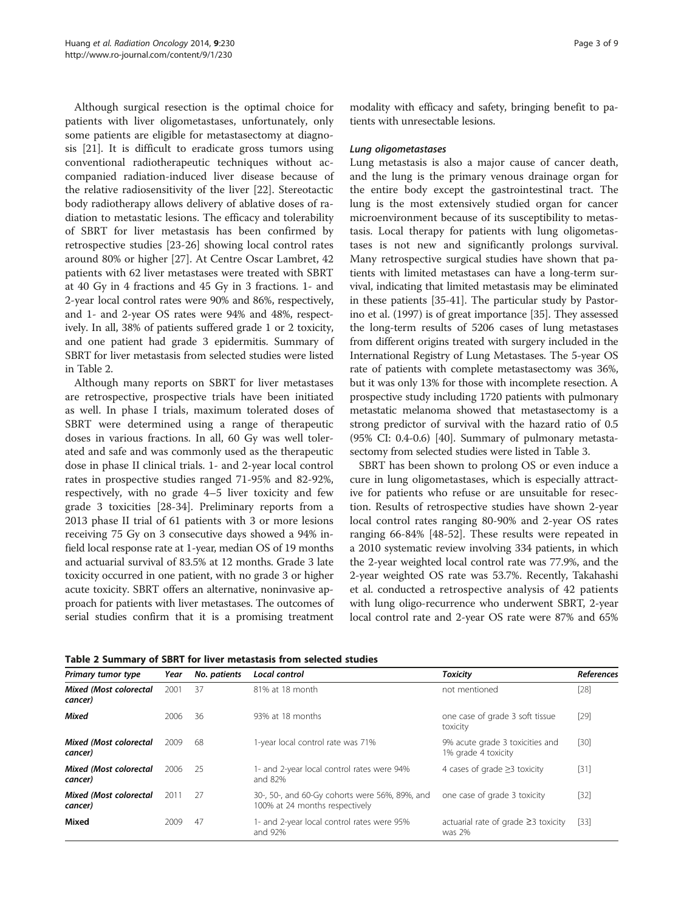Although surgical resection is the optimal choice for patients with liver oligometastases, unfortunately, only some patients are eligible for metastasectomy at diagnosis [21]. It is difficult to eradicate gross tumors using conventional radiotherapeutic techniques without accompanied radiation-induced liver disease because of the relative radiosensitivity of the liver [22]. Stereotactic body radiotherapy allows delivery of ablative doses of radiation to metastatic lesions. The efficacy and tolerability of SBRT for liver metastasis has been confirmed by retrospective studies [23-26] showing local control rates around 80% or higher [27]. At Centre Oscar Lambret, 42 patients with 62 liver metastases were treated with SBRT at 40 Gy in 4 fractions and 45 Gy in 3 fractions. 1- and 2-year local control rates were 90% and 86%, respectively, and 1- and 2-year OS rates were 94% and 48%, respectively. In all, 38% of patients suffered grade 1 or 2 toxicity, and one patient had grade 3 epidermitis. Summary of SBRT for liver metastasis from selected studies were listed in Table 2.

Although many reports on SBRT for liver metastases are retrospective, prospective trials have been initiated as well. In phase I trials, maximum tolerated doses of SBRT were determined using a range of therapeutic doses in various fractions. In all, 60 Gy was well tolerated and safe and was commonly used as the therapeutic dose in phase II clinical trials. 1- and 2-year local control rates in prospective studies ranged 71-95% and 82-92%, respectively, with no grade 4–5 liver toxicity and few grade 3 toxicities [28-34]. Preliminary reports from a 2013 phase II trial of 61 patients with 3 or more lesions receiving 75 Gy on 3 consecutive days showed a 94% infield local response rate at 1-year, median OS of 19 months and actuarial survival of 83.5% at 12 months. Grade 3 late toxicity occurred in one patient, with no grade 3 or higher acute toxicity. SBRT offers an alternative, noninvasive approach for patients with liver metastases. The outcomes of serial studies confirm that it is a promising treatment modality with efficacy and safety, bringing benefit to patients with unresectable lesions.

### *Lung oligometastases*

Lung metastasis is also a major cause of cancer death, and the lung is the primary venous drainage organ for the entire body except the gastrointestinal tract. The lung is the most extensively studied organ for cancer microenvironment because of its susceptibility to metastasis. Local therapy for patients with lung oligometastases is not new and significantly prolongs survival. Many retrospective surgical studies have shown that patients with limited metastases can have a long-term survival, indicating that limited metastasis may be eliminated in these patients [35-41]. The particular study by Pastorino et al. (1997) is of great importance [35]. They assessed the long-term results of 5206 cases of lung metastases from different origins treated with surgery included in the International Registry of Lung Metastases. The 5-year OS rate of patients with complete metastasectomy was 36%, but it was only 13% for those with incomplete resection. A prospective study including 1720 patients with pulmonary metastatic melanoma showed that metastasectomy is a strong predictor of survival with the hazard ratio of 0.5 (95% CI: 0.4-0.6) [40]. Summary of pulmonary metastasectomy from selected studies were listed in Table 3.

SBRT has been shown to prolong OS or even induce a cure in lung oligometastases, which is especially attractive for patients who refuse or are unsuitable for resection. Results of retrospective studies have shown 2-year local control rates ranging 80-90% and 2-year OS rates ranging 66-84% [48-52]. These results were repeated in a 2010 systematic review involving 334 patients, in which the 2-year weighted local control rate was 77.9%, and the 2-year weighted OS rate was 53.7%. Recently, Takahashi et al. conducted a retrospective analysis of 42 patients with lung oligo-recurrence who underwent SBRT, 2-year local control rate and 2-year OS rate were 87% and 65%

**Table 2 Summary of SBRT for liver metastasis from selected studies**

| *Primary tumor type* | *Year* | *No. patients* | *Local control* | *Toxicity* | *References* |
|---|---|---|---|---|---|
| ***Mixed (Most colorectal cancer)*** | 2001 | 37 | 81% at 18 month | not mentioned | [28] |
| ***Mixed*** | 2006 | 36 | 93% at 18 months | one case of grade 3 soft tissue toxicity | [29] |
| ***Mixed (Most colorectal cancer)*** | 2009 | 68 | 1-year local control rate was 71% | 9% acute grade 3 toxicities and 1% grade 4 toxicity | [30] |
| ***Mixed (Most colorectal cancer)*** | 2006 | 25 | 1- and 2-year local control rates were 94% and 82% | 4 cases of grade ≥3 toxicity | [31] |
| ***Mixed (Most colorectal cancer)*** | 2011 | 27 | 30-, 50-, and 60-Gy cohorts were 56%, 89%, and 100% at 24 months respectively | one case of grade 3 toxicity | [32] |
| **Mixed** | 2009 | 47 | 1- and 2-year local control rates were 95% and 92% | actuarial rate of grade ≥3 toxicity was 2% | [33] |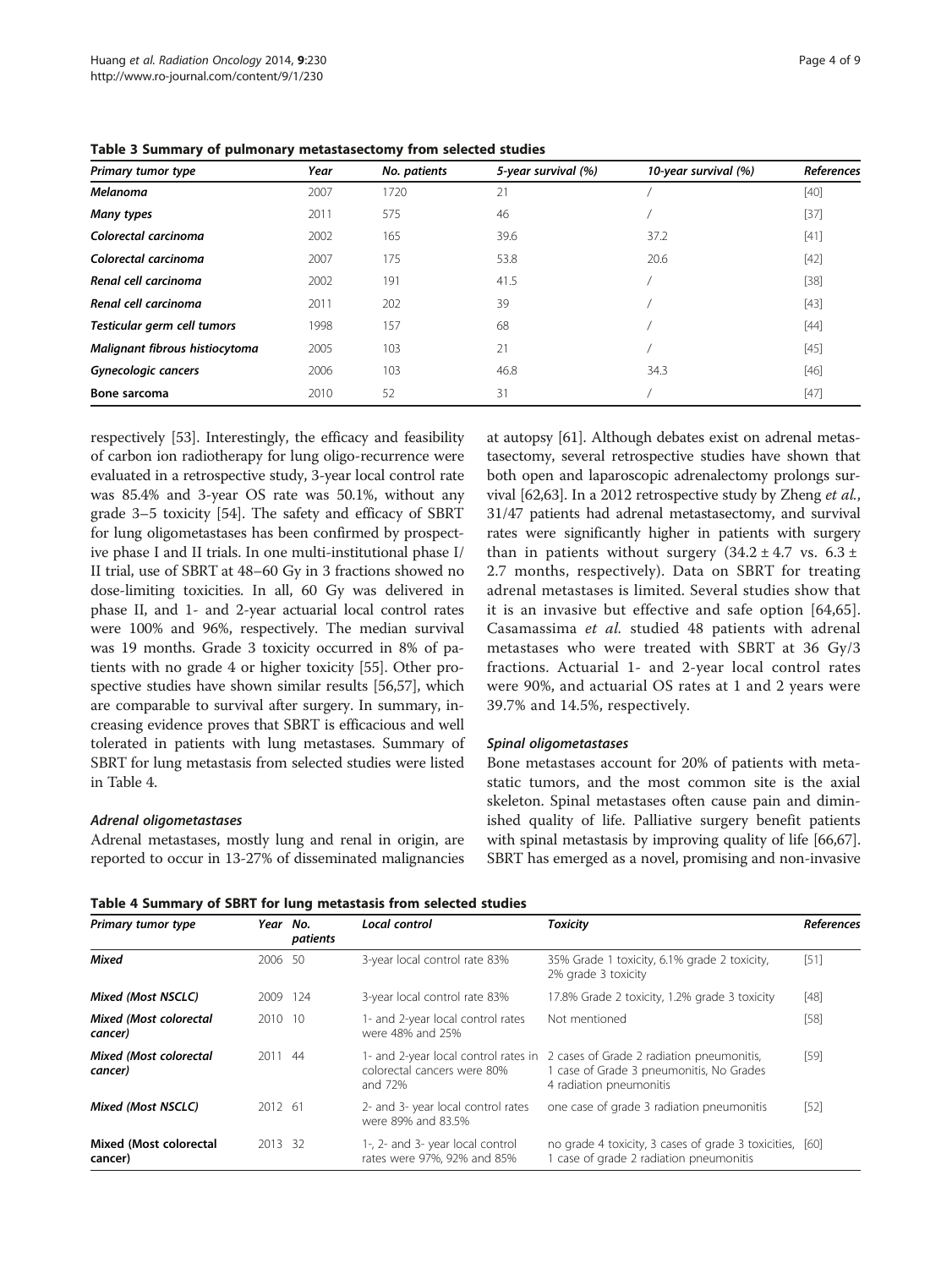**Table 3 Summary of pulmonary metastasectomy from selected studies**

| *Primary tumor type* | *Year* | *No. patients* | *5-year survival (%)* | *10-year survival (%)* | *References* |
|---|---|---|---|---|---|
| ***Melanoma*** | 2007 | 1720 | 21 | / | [40] |
| ***Many types*** | 2011 | 575 | 46 | / | [37] |
| ***Colorectal carcinoma*** | 2002 | 165 | 39.6 | 37.2 | [41] |
| ***Colorectal carcinoma*** | 2007 | 175 | 53.8 | 20.6 | [42] |
| ***Renal cell carcinoma*** | 2002 | 191 | 41.5 | / | [38] |
| ***Renal cell carcinoma*** | 2011 | 202 | 39 | / | [43] |
| ***Testicular germ cell tumors*** | 1998 | 157 | 68 | / | [44] |
| ***Malignant fibrous histiocytoma*** | 2005 | 103 | 21 | / | [45] |
| ***Gynecologic cancers*** | 2006 | 103 | 46.8 | 34.3 | [46] |
| **Bone sarcoma** | 2010 | 52 | 31 | / | [47] |

respectively [53]. Interestingly, the efficacy and feasibility of carbon ion radiotherapy for lung oligo-recurrence were evaluated in a retrospective study, 3-year local control rate was 85.4% and 3-year OS rate was 50.1%, without any grade 3–5 toxicity [54]. The safety and efficacy of SBRT for lung oligometastases has been confirmed by prospective phase I and II trials. In one multi-institutional phase I/II trial, use of SBRT at 48–60 Gy in 3 fractions showed no dose-limiting toxicities. In all, 60 Gy was delivered in phase II, and 1- and 2-year actuarial local control rates were 100% and 96%, respectively. The median survival was 19 months. Grade 3 toxicity occurred in 8% of patients with no grade 4 or higher toxicity [55]. Other prospective studies have shown similar results [56,57], which are comparable to survival after surgery. In summary, increasing evidence proves that SBRT is efficacious and well tolerated in patients with lung metastases. Summary of SBRT for lung metastasis from selected studies were listed in Table 4.

### *Adrenal oligometastases*

Adrenal metastases, mostly lung and renal in origin, are reported to occur in 13-27% of disseminated malignancies at autopsy [61]. Although debates exist on adrenal metastasectomy, several retrospective studies have shown that both open and laparoscopic adrenalectomy prolongs survival [62,63]. In a 2012 retrospective study by Zheng *et al.*, 31/47 patients had adrenal metastasectomy, and survival rates were significantly higher in patients with surgery than in patients without surgery ($34.2 \pm 4.7$ vs. $6.3 \pm 2.7$ months, respectively). Data on SBRT for treating adrenal metastases is limited. Several studies show that it is an invasive but effective and safe option [64,65]. Casamassima *et al.* studied 48 patients with adrenal metastases who were treated with SBRT at 36 Gy/3 fractions. Actuarial 1- and 2-year local control rates were 90%, and actuarial OS rates at 1 and 2 years were 39.7% and 14.5%, respectively.

### *Spinal oligometastases*

Bone metastases account for 20% of patients with metastatic tumors, and the most common site is the axial skeleton. Spinal metastases often cause pain and diminished quality of life. Palliative surgery benefit patients with spinal metastasis by improving quality of life [66,67]. SBRT has emerged as a novel, promising and non-invasive

**Table 4 Summary of SBRT for lung metastasis from selected studies**

| *Primary tumor type* | *Year* | *No. patients* | *Local control* | *Toxicity* | *References* |
|---|---|---|---|---|---|
| ***Mixed*** | 2006 | 50 | 3-year local control rate 83% | 35% Grade 1 toxicity, 6.1% grade 2 toxicity, 2% grade 3 toxicity | [51] |
| ***Mixed (Most NSCLC)*** | 2009 | 124 | 3-year local control rate 83% | 17.8% Grade 2 toxicity, 1.2% grade 3 toxicity | [48] |
| ***Mixed (Most colorectal cancer)*** | 2010 | 10 | 1- and 2-year local control rates were 48% and 25% | Not mentioned | [58] |
| ***Mixed (Most colorectal cancer)*** | 2011 | 44 | 1- and 2-year local control rates in colorectal cancers were 80% and 72% | 2 cases of Grade 2 radiation pneumonitis, 1 case of Grade 3 pneumonitis, No Grades 4 radiation pneumonitis | [59] |
| ***Mixed (Most NSCLC)*** | 2012 | 61 | 2- and 3- year local control rates were 89% and 83.5% | one case of grade 3 radiation pneumonitis | [52] |
| ***Mixed (Most colorectal cancer)*** | 2013 | 32 | 1-, 2- and 3- year local control rates were 97%, 92% and 85% | no grade 4 toxicity, 3 cases of grade 3 toxicities, 1 case of grade 2 radiation pneumonitis | [60] |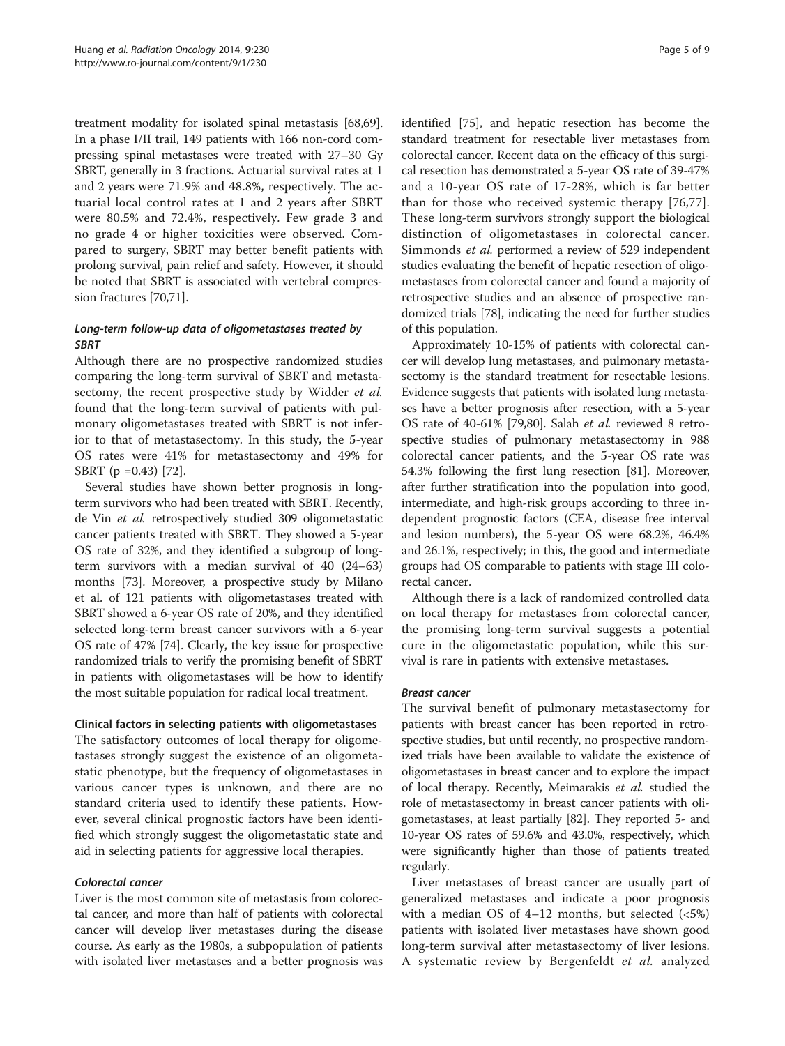treatment modality for isolated spinal metastasis [68,69]. In a phase I/II trail, 149 patients with 166 non-cord compressing spinal metastases were treated with 27–30 Gy SBRT, generally in 3 fractions. Actuarial survival rates at 1 and 2 years were 71.9% and 48.8%, respectively. The actuarial local control rates at 1 and 2 years after SBRT were 80.5% and 72.4%, respectively. Few grade 3 and no grade 4 or higher toxicities were observed. Compared to surgery, SBRT may better benefit patients with prolong survival, pain relief and safety. However, it should be noted that SBRT is associated with vertebral compression fractures [70,71].

#### *Long-term follow-up data of oligometastases treated by SBRT*

Although there are no prospective randomized studies comparing the long-term survival of SBRT and metastasectomy, the recent prospective study by Widder *et al.* found that the long-term survival of patients with pulmonary oligometastases treated with SBRT is not inferior to that of metastasectomy. In this study, the 5-year OS rates were 41% for metastasectomy and 49% for SBRT ($p = 0.43$) [72].

Several studies have shown better prognosis in long-term survivors who had been treated with SBRT. Recently, de Vin *et al.* retrospectively studied 309 oligometastatic cancer patients treated with SBRT. They showed a 5-year OS rate of 32%, and they identified a subgroup of long-term survivors with a median survival of 40 (24–63) months [73]. Moreover, a prospective study by Milano et al. of 121 patients with oligometastases treated with SBRT showed a 6-year OS rate of 20%, and they identified selected long-term breast cancer survivors with a 6-year OS rate of 47% [74]. Clearly, the key issue for prospective randomized trials to verify the promising benefit of SBRT in patients with oligometastases will be how to identify the most suitable population for radical local treatment.

### Clinical factors in selecting patients with oligometastases

The satisfactory outcomes of local therapy for oligometastases strongly suggest the existence of an oligometastatic phenotype, but the frequency of oligometastases in various cancer types is unknown, and there are no standard criteria used to identify these patients. However, several clinical prognostic factors have been identified which strongly suggest the oligometastatic state and aid in selecting patients for aggressive local therapies.

#### *Colorectal cancer*

Liver is the most common site of metastasis from colorectal cancer, and more than half of patients with colorectal cancer will develop liver metastases during the disease course. As early as the 1980s, a subpopulation of patients with isolated liver metastases and a better prognosis was identified [75], and hepatic resection has become the standard treatment for resectable liver metastases from colorectal cancer. Recent data on the efficacy of this surgical resection has demonstrated a 5-year OS rate of 39-47% and a 10-year OS rate of 17-28%, which is far better than for those who received systemic therapy [76,77]. These long-term survivors strongly support the biological distinction of oligometastases in colorectal cancer. Simmonds *et al.* performed a review of 529 independent studies evaluating the benefit of hepatic resection of oligometastases from colorectal cancer and found a majority of retrospective studies and an absence of prospective randomized trials [78], indicating the need for further studies of this population.

Approximately 10-15% of patients with colorectal cancer will develop lung metastases, and pulmonary metastasectomy is the standard treatment for resectable lesions. Evidence suggests that patients with isolated lung metastases have a better prognosis after resection, with a 5-year OS rate of 40-61% [79,80]. Salah *et al.* reviewed 8 retrospective studies of pulmonary metastasectomy in 988 colorectal cancer patients, and the 5-year OS rate was 54.3% following the first lung resection [81]. Moreover, after further stratification into the population into good, intermediate, and high-risk groups according to three independent prognostic factors (CEA, disease free interval and lesion numbers), the 5-year OS were 68.2%, 46.4% and 26.1%, respectively; in this, the good and intermediate groups had OS comparable to patients with stage III colorectal cancer.

Although there is a lack of randomized controlled data on local therapy for metastases from colorectal cancer, the promising long-term survival suggests a potential cure in the oligometastatic population, while this survival is rare in patients with extensive metastases.

#### *Breast cancer*

The survival benefit of pulmonary metastasectomy for patients with breast cancer has been reported in retrospective studies, but until recently, no prospective randomized trials have been available to validate the existence of oligometastases in breast cancer and to explore the impact of local therapy. Recently, Meimarakis *et al.* studied the role of metastasectomy in breast cancer patients with oligometastases, at least partially [82]. They reported 5- and 10-year OS rates of 59.6% and 43.0%, respectively, which were significantly higher than those of patients treated regularly.

Liver metastases of breast cancer are usually part of generalized metastases and indicate a poor prognosis with a median OS of 4–12 months, but selected (<5%) patients with isolated liver metastases have shown good long-term survival after metastasectomy of liver lesions. A systematic review by Bergenfeldt *et al.* analyzed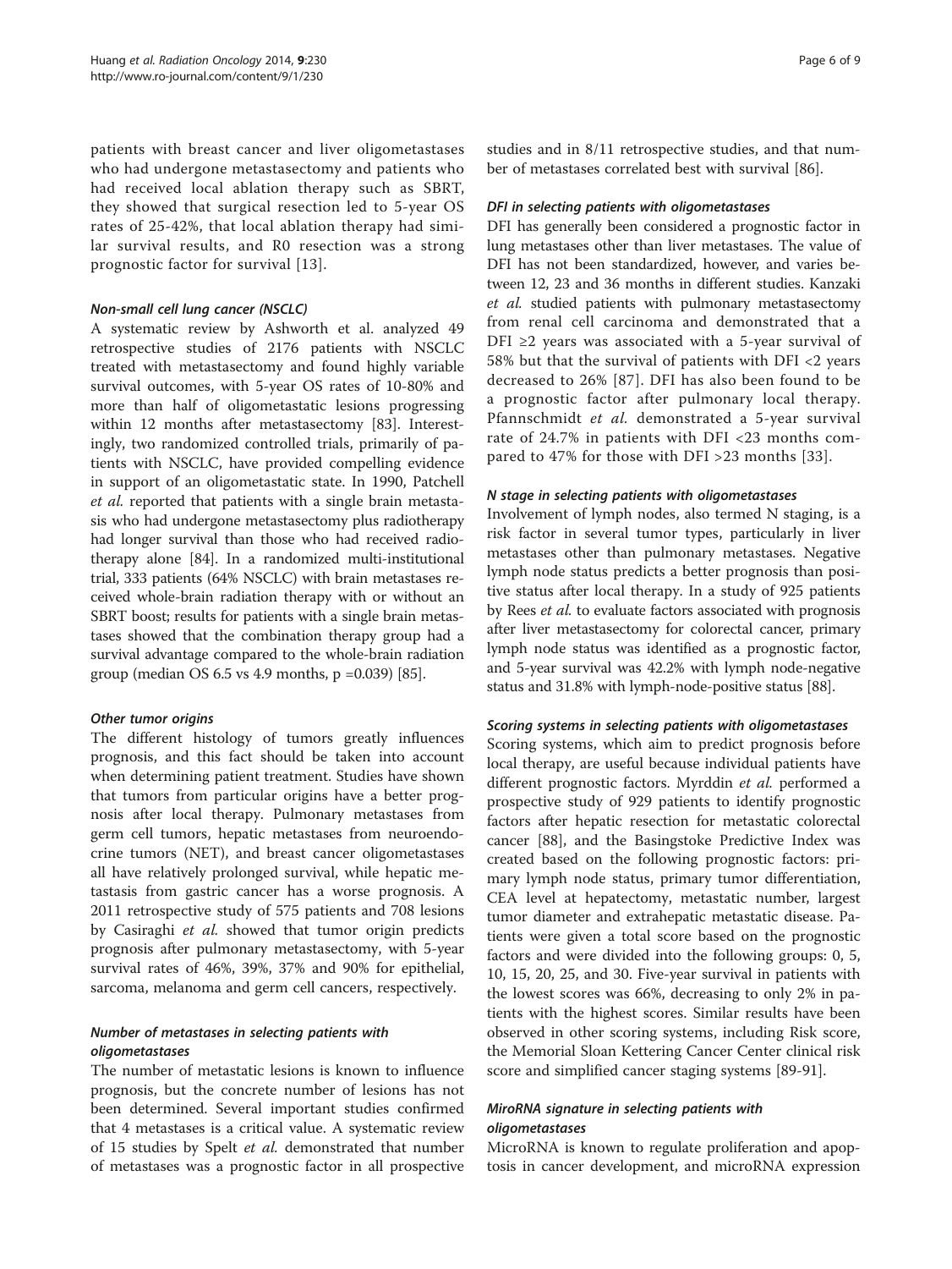patients with breast cancer and liver oligometastases who had undergone metastasectomy and patients who had received local ablation therapy such as SBRT, they showed that surgical resection led to 5-year OS rates of 25-42%, that local ablation therapy had similar survival results, and R0 resection was a strong prognostic factor for survival [13].

#### *Non-small cell lung cancer (NSCLC)*

A systematic review by Ashworth et al. analyzed 49 retrospective studies of 2176 patients with NSCLC treated with metastasectomy and found highly variable survival outcomes, with 5-year OS rates of 10-80% and more than half of oligometastatic lesions progressing within 12 months after metastasectomy [83]. Interestingly, two randomized controlled trials, primarily of patients with NSCLC, have provided compelling evidence in support of an oligometastatic state. In 1990, Patchell *et al.* reported that patients with a single brain metastasis who had undergone metastasectomy plus radiotherapy had longer survival than those who had received radiotherapy alone [84]. In a randomized multi-institutional trial, 333 patients (64% NSCLC) with brain metastases received whole-brain radiation therapy with or without an SBRT boost; results for patients with a single brain metastases showed that the combination therapy group had a survival advantage compared to the whole-brain radiation group (median OS 6.5 vs 4.9 months, p =0.039) [85].

#### *Other tumor origins*

The different histology of tumors greatly influences prognosis, and this fact should be taken into account when determining patient treatment. Studies have shown that tumors from particular origins have a better prognosis after local therapy. Pulmonary metastases from germ cell tumors, hepatic metastases from neuroendocrine tumors (NET), and breast cancer oligometastases all have relatively prolonged survival, while hepatic metastasis from gastric cancer has a worse prognosis. A 2011 retrospective study of 575 patients and 708 lesions by Casiraghi *et al.* showed that tumor origin predicts prognosis after pulmonary metastasectomy, with 5-year survival rates of 46%, 39%, 37% and 90% for epithelial, sarcoma, melanoma and germ cell cancers, respectively.

#### *Number of metastases in selecting patients with oligometastases*

The number of metastatic lesions is known to influence prognosis, but the concrete number of lesions has not been determined. Several important studies confirmed that 4 metastases is a critical value. A systematic review of 15 studies by Spelt *et al.* demonstrated that number of metastases was a prognostic factor in all prospective studies and in 8/11 retrospective studies, and that number of metastases correlated best with survival [86].

#### *DFI in selecting patients with oligometastases*

DFI has generally been considered a prognostic factor in lung metastases other than liver metastases. The value of DFI has not been standardized, however, and varies between 12, 23 and 36 months in different studies. Kanzaki *et al.* studied patients with pulmonary metastasectomy from renal cell carcinoma and demonstrated that a DFI ≥2 years was associated with a 5-year survival of 58% but that the survival of patients with DFI <2 years decreased to 26% [87]. DFI has also been found to be a prognostic factor after pulmonary local therapy. Pfannschmidt *et al.* demonstrated a 5-year survival rate of 24.7% in patients with DFI <23 months compared to 47% for those with DFI >23 months [33].

#### *N stage in selecting patients with oligometastases*

Involvement of lymph nodes, also termed N staging, is a risk factor in several tumor types, particularly in liver metastases other than pulmonary metastases. Negative lymph node status predicts a better prognosis than positive status after local therapy. In a study of 925 patients by Rees *et al.* to evaluate factors associated with prognosis after liver metastasectomy for colorectal cancer, primary lymph node status was identified as a prognostic factor, and 5-year survival was 42.2% with lymph node-negative status and 31.8% with lymph-node-positive status [88].

#### *Scoring systems in selecting patients with oligometastases*

Scoring systems, which aim to predict prognosis before local therapy, are useful because individual patients have different prognostic factors. Myrddin *et al.* performed a prospective study of 929 patients to identify prognostic factors after hepatic resection for metastatic colorectal cancer [88], and the Basingstoke Predictive Index was created based on the following prognostic factors: primary lymph node status, primary tumor differentiation, CEA level at hepatectomy, metastatic number, largest tumor diameter and extrahepatic metastatic disease. Patients were given a total score based on the prognostic factors and were divided into the following groups: 0, 5, 10, 15, 20, 25, and 30. Five-year survival in patients with the lowest scores was 66%, decreasing to only 2% in patients with the highest scores. Similar results have been observed in other scoring systems, including Risk score, the Memorial Sloan Kettering Cancer Center clinical risk score and simplified cancer staging systems [89-91].

#### *MiroRNA signature in selecting patients with oligometastases*

MicroRNA is known to regulate proliferation and apoptosis in cancer development, and microRNA expression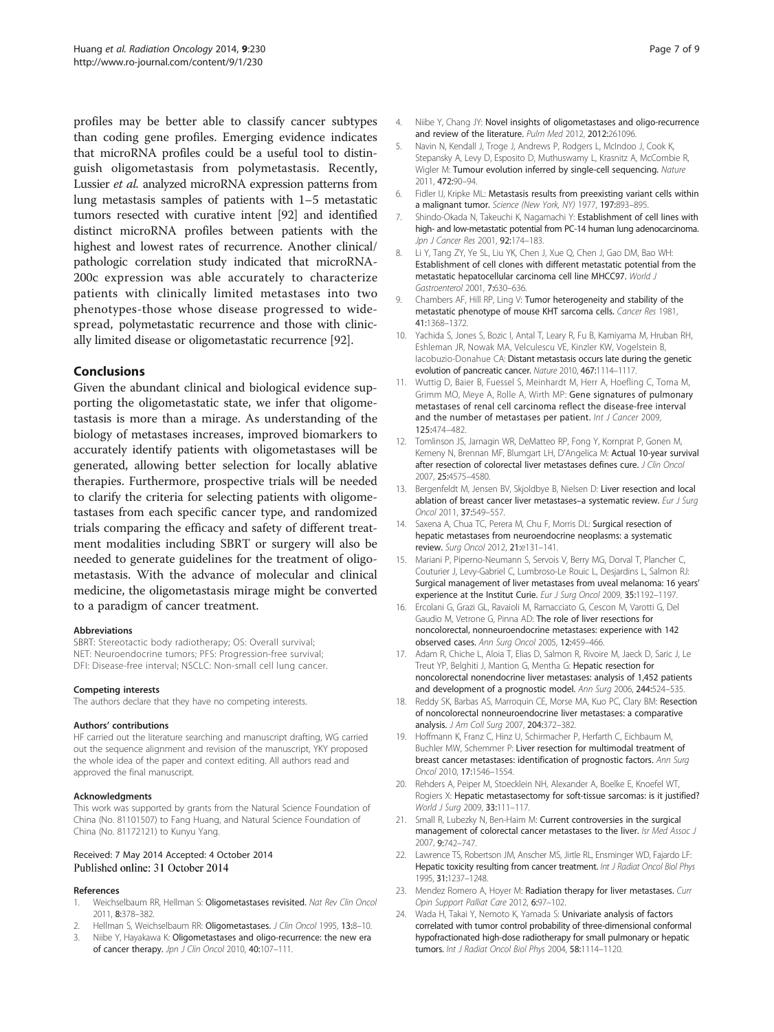profiles may be better able to classify cancer subtypes than coding gene profiles. Emerging evidence indicates that microRNA profiles could be a useful tool to distinguish oligometastasis from polymetastasis. Recently, Lussier *et al.* analyzed microRNA expression patterns from lung metastasis samples of patients with 1–5 metastatic tumors resected with curative intent [92] and identified distinct microRNA profiles between patients with the highest and lowest rates of recurrence. Another clinical/pathologic correlation study indicated that microRNA-200c expression was able accurately to characterize patients with clinically limited metastases into two phenotypes-those whose disease progressed to widespread, polymetastatic recurrence and those with clinically limited disease or oligometastatic recurrence [92].

## Conclusions

Given the abundant clinical and biological evidence supporting the oligometastatic state, we infer that oligometastasis is more than a mirage. As understanding of the biology of metastases increases, improved biomarkers to accurately identify patients with oligometastases will be generated, allowing better selection for locally ablative therapies. Furthermore, prospective trials will be needed to clarify the criteria for selecting patients with oligometastases from each specific cancer type, and randomized trials comparing the efficacy and safety of different treatment modalities including SBRT or surgery will also be needed to generate guidelines for the treatment of oligometastasis. With the advance of molecular and clinical medicine, the oligometastasis mirage might be converted to a paradigm of cancer treatment.

#### Abbreviations

SBRT: Stereotactic body radiotherapy; OS: Overall survival; NET: Neuroendocrine tumors; PFS: Progression-free survival; DFI: Disease-free interval; NSCLC: Non-small cell lung cancer.

#### Competing interests

The authors declare that they have no competing interests.

#### Authors' contributions

HF carried out the literature searching and manuscript drafting, WG carried out the sequence alignment and revision of the manuscript, YKY proposed the whole idea of the paper and context editing. All authors read and approved the final manuscript.

#### Acknowledgments

This work was supported by grants from the Natural Science Foundation of China (No. 81101507) to Fang Huang, and Natural Science Foundation of China (No. 81172121) to Kunyu Yang.

Received: 7 May 2014 Accepted: 4 October 2014
Published online: 31 October 2014

#### References

1. Weichselbaum RR, Hellman S: **Oligometastases revisited.** *Nat Rev Clin Oncol* 2011, **8:**378–382.
2. Hellman S, Weichselbaum RR: **Oligometastases.** *J Clin Oncol* 1995, **13:**8–10.
3. Niibe Y, Hayakawa K: **Oligometastases and oligo-recurrence: the new era of cancer therapy.** *Jpn J Clin Oncol* 2010, **40:**107–111.
4. Niibe Y, Chang JY: **Novel insights of oligometastases and oligo-recurrence and review of the literature.** *Pulm Med* 2012, **2012:**261096.
5. Navin N, Kendall J, Troge J, Andrews P, Rodgers L, McIndoo J, Cook K, Stepansky A, Levy D, Esposito D, Muthuswamy L, Krasnitz A, McCombie R, Wigler M: **Tumour evolution inferred by single-cell sequencing.** *Nature* 2011, **472:**90–94.
6. Fidler IJ, Kripke ML: **Metastasis results from preexisting variant cells within a malignant tumor.** *Science (New York, NY)* 1977, **197:**893–895.
7. Shindo-Okada N, Takeuchi K, Nagamachi Y: **Establishment of cell lines with high- and low-metastatic potential from PC-14 human lung adenocarcinoma.** *Jpn J Cancer Res* 2001, **92:**174–183.
8. Li Y, Tang ZY, Ye SL, Liu YK, Chen J, Xue Q, Chen J, Gao DM, Bao WH: **Establishment of cell clones with different metastatic potential from the metastatic hepatocellular carcinoma cell line MHCC97.** *World J Gastroenterol* 2001, **7:**630–636.
9. Chambers AF, Hill RP, Ling V: **Tumor heterogeneity and stability of the metastatic phenotype of mouse KHT sarcoma cells.** *Cancer Res* 1981, **41:**1368–1372.
10. Yachida S, Jones S, Bozic I, Antal T, Leary R, Fu B, Kamiyama M, Hruban RH, Eshleman JR, Nowak MA, Velculescu VE, Kinzler KW, Vogelstein B, Iacobuzio-Donahue CA: **Distant metastasis occurs late during the genetic evolution of pancreatic cancer.** *Nature* 2010, **467:**1114–1117.
11. Wuttig D, Baier B, Fuessel S, Meinhardt M, Herr A, Hoefling C, Toma M, Grimm MO, Meye A, Rolle A, Wirth MP: **Gene signatures of pulmonary metastases of renal cell carcinoma reflect the disease-free interval and the number of metastases per patient.** *Int J Cancer* 2009, **125:**474–482.
12. Tomlinson JS, Jarnagin WR, DeMatteo RP, Fong Y, Kornprat P, Gonen M, Kemeny N, Brennan MF, Blumgart LH, D'Angelica M: **Actual 10-year survival after resection of colorectal liver metastases defines cure.** *J Clin Oncol* 2007, **25:**4575–4580.
13. Bergenfeldt M, Jensen BV, Skjoldbye B, Nielsen D: **Liver resection and local ablation of breast cancer liver metastases–a systematic review.** *Eur J Surg Oncol* 2011, **37:**549–557.
14. Saxena A, Chua TC, Perera M, Chu F, Morris DL: **Surgical resection of hepatic metastases from neuroendocrine neoplasms: a systematic review.** *Surg Oncol* 2012, **21:**e131–141.
15. Mariani P, Piperno-Neumann S, Servois V, Berry MG, Dorval T, Plancher C, Couturier J, Levy-Gabriel C, Lumbroso-Le Rouic L, Desjardins L, Salmon RJ: **Surgical management of liver metastases from uveal melanoma: 16 years' experience at the Institut Curie.** *Eur J Surg Oncol* 2009, **35:**1192–1197.
16. Ercolani G, Grazi GL, Ravaioli M, Ramacciato G, Cescon M, Varotti G, Del Gaudio M, Vetrone G, Pinna AD: **The role of liver resections for noncolorectal, nonneuroendocrine metastases: experience with 142 observed cases.** *Ann Surg Oncol* 2005, **12:**459–466.
17. Adam R, Chiche L, Aloia T, Elias D, Salmon R, Rivoire M, Jaeck D, Saric J, Le Treut YP, Belghiti J, Mantion G, Mentha G: **Hepatic resection for noncolorectal nonendocrine liver metastases: analysis of 1,452 patients and development of a prognostic model.** *Ann Surg* 2006, **244:**524–535.
18. Reddy SK, Barbas AS, Marroquin CE, Morse MA, Kuo PC, Clary BM: **Resection of noncolorectal nonneuroendocrine liver metastases: a comparative analysis.** *J Am Coll Surg* 2007, **204:**372–382.
19. Hoffmann K, Franz C, Hinz U, Schirmacher P, Herfarth C, Eichbaum M, Buchler MW, Schemmer P: **Liver resection for multimodal treatment of breast cancer metastases: identification of prognostic factors.** *Ann Surg Oncol* 2010, **17:**1546–1554.
20. Rehders A, Peiper M, Stoecklein NH, Alexander A, Boelke E, Knoefel WT, Rogiers X: **Hepatic metastasectomy for soft-tissue sarcomas: is it justified?** *World J Surg* 2009, **33:**111–117.
21. Small R, Lubezky N, Ben-Haim M: **Current controversies in the surgical management of colorectal cancer metastases to the liver.** *Isr Med Assoc J* 2007, **9:**742–747.
22. Lawrence TS, Robertson JM, Anscher MS, Jirtle RL, Ensminger WD, Fajardo LF: **Hepatic toxicity resulting from cancer treatment.** *Int J Radiat Oncol Biol Phys* 1995, **31:**1237–1248.
23. Mendez Romero A, Hoyer M: **Radiation therapy for liver metastases.** *Curr Opin Support Palliat Care* 2012, **6:**97–102.
24. Wada H, Takai Y, Nemoto K, Yamada S: **Univariate analysis of factors correlated with tumor control probability of three-dimensional conformal hypofractionated high-dose radiotherapy for small pulmonary or hepatic tumors.** *Int J Radiat Oncol Biol Phys* 2004, **58:**1114–1120.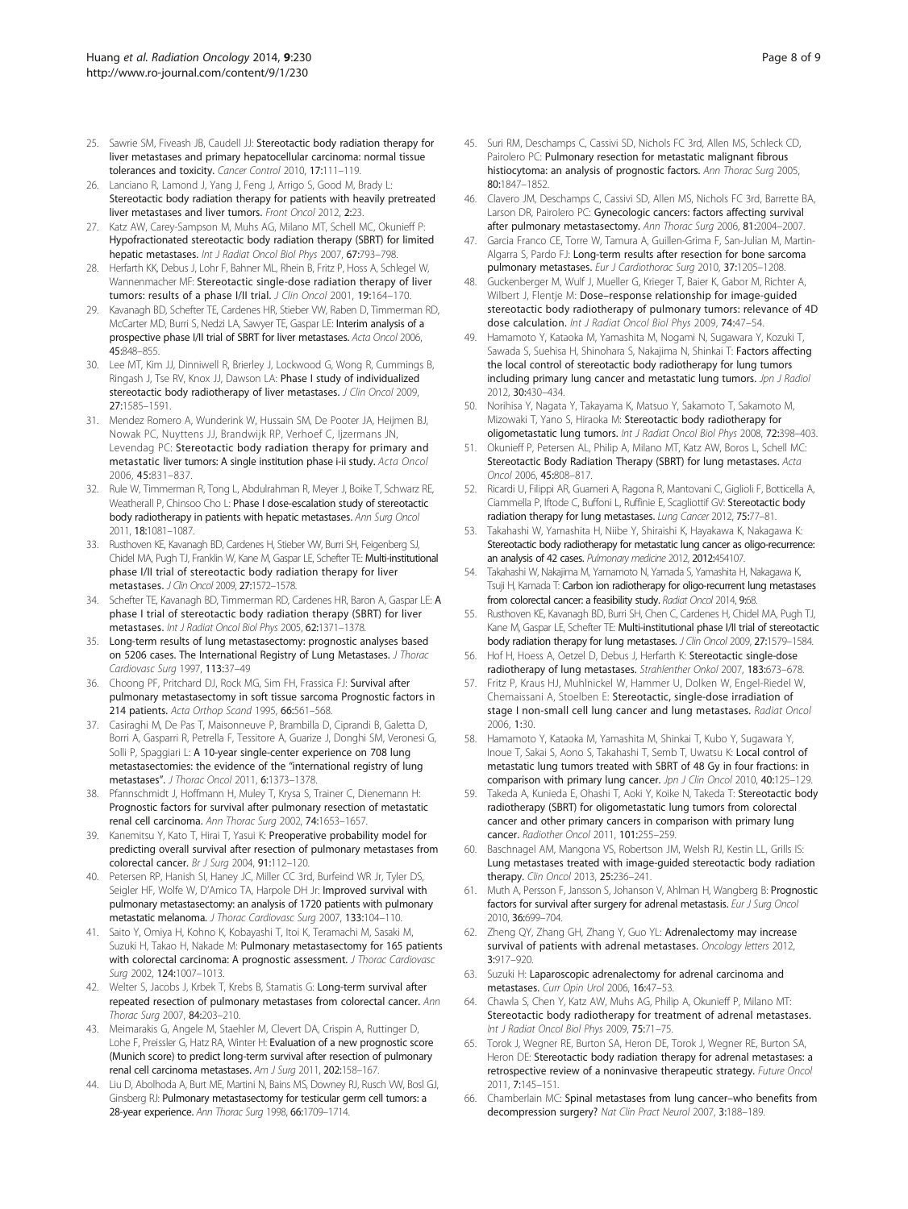25. Sawrie SM, Fiveash JB, Caudell JJ: **Stereotactic body radiation therapy for liver metastases and primary hepatocellular carcinoma: normal tissue tolerances and toxicity.** *Cancer Control* 2010, **17:**111–119.
26. Lanciano R, Lamond J, Yang J, Feng J, Arrigo S, Good M, Brady L: **Stereotactic body radiation therapy for patients with heavily pretreated liver metastases and liver tumors.** *Front Oncol* 2012, **2:**23.
27. Katz AW, Carey-Sampson M, Muhs AG, Milano MT, Schell MC, Okunieff P: **Hypofractionated stereotactic body radiation therapy (SBRT) for limited hepatic metastases.** *Int J Radiat Oncol Biol Phys* 2007, **67:**793–798.
28. Herfarth KK, Debus J, Lohr F, Bahner ML, Rhein B, Fritz P, Hoss A, Schlegel W, Wannenmacher MF: **Stereotactic single-dose radiation therapy of liver tumors: results of a phase I/II trial.** *J Clin Oncol* 2001, **19:**164–170.
29. Kavanagh BD, Schefter TE, Cardenes HR, Stieber VW, Raben D, Timmerman RD, McCarter MD, Burri S, Nedzi LA, Sawyer TE, Gaspar LE: **Interim analysis of a prospective phase I/II trial of SBRT for liver metastases.** *Acta Oncol* 2006, **45:**848–855.
30. Lee MT, Kim JJ, Dinniwell R, Brierley J, Lockwood G, Wong R, Cummings B, Ringash J, Tse RV, Knox JJ, Dawson LA: **Phase I study of individualized stereotactic body radiotherapy of liver metastases.** *J Clin Oncol* 2009, **27:**1585–1591.
31. Mendez Romero A, Wunderink W, Hussain SM, De Pooter JA, Heijmen BJ, Nowak PC, Nuyttens JJ, Brandwijk RP, Verhoef C, Ijzermans JN, Levendag PC: **Stereotactic body radiation therapy for primary and metastatic liver tumors: A single institution phase i-ii study.** *Acta Oncol* 2006, **45:**831–837.
32. Rule W, Timmerman R, Tong L, Abdulrahman R, Meyer J, Boike T, Schwarz RE, Weatherall P, Chinsoo Cho L: **Phase I dose-escalation study of stereotactic body radiotherapy in patients with hepatic metastases.** *Ann Surg Oncol* 2011, **18:**1081–1087.
33. Rusthoven KE, Kavanagh BD, Cardenes H, Stieber VW, Burri SH, Feigenberg SJ, Chidel MA, Pugh TJ, Franklin W, Kane M, Gaspar LE, Schefter TE: **Multi-institutional phase I/II trial of stereotactic body radiation therapy for liver metastases.** *J Clin Oncol* 2009, **27:**1572–1578.
34. Schefter TE, Kavanagh BD, Timmerman RD, Cardenes HR, Baron A, Gaspar LE: **A phase I trial of stereotactic body radiation therapy (SBRT) for liver metastases.** *Int J Radiat Oncol Biol Phys* 2005, **62:**1371–1378.
35. **Long-term results of lung metastasectomy: prognostic analyses based on 5206 cases. The International Registry of Lung Metastases.** *J Thorac Cardiovasc Surg* 1997, **113:**37–49
36. Choong PF, Pritchard DJ, Rock MG, Sim FH, Frassica FJ: **Survival after pulmonary metastasectomy in soft tissue sarcoma Prognostic factors in 214 patients.** *Acta Orthop Scand* 1995, **66:**561–568.
37. Casiraghi M, De Pas T, Maisonneuve P, Brambilla D, Ciprandi B, Galetta D, Borri A, Gasparri R, Petrella F, Tessitore A, Guarize J, Donghi SM, Veronesi G, Solli P, Spaggiari L: **A 10-year single-center experience on 708 lung metastasectomies: the evidence of the "international registry of lung metastases".** *J Thorac Oncol* 2011, **6:**1373–1378.
38. Pfannschmidt J, Hoffmann H, Muley T, Krysa S, Trainer C, Dienemann H: **Prognostic factors for survival after pulmonary resection of metastatic renal cell carcinoma.** *Ann Thorac Surg* 2002, **74:**1653–1657.
39. Kanemitsu Y, Kato T, Hirai T, Yasui K: **Preoperative probability model for predicting overall survival after resection of pulmonary metastases from colorectal cancer.** *Br J Surg* 2004, **91:**112–120.
40. Petersen RP, Hanish SI, Haney JC, Miller CC 3rd, Burfeind WR Jr, Tyler DS, Seigler HF, Wolfe W, D'Amico TA, Harpole DH Jr: **Improved survival with pulmonary metastasectomy: an analysis of 1720 patients with pulmonary metastatic melanoma.** *J Thorac Cardiovasc Surg* 2007, **133:**104–110.
41. Saito Y, Omiya H, Kohno K, Kobayashi T, Itoi K, Teramachi M, Sasaki M, Suzuki H, Takao H, Nakade M: **Pulmonary metastasectomy for 165 patients with colorectal carcinoma: A prognostic assessment.** *J Thorac Cardiovasc Surg* 2002, **124:**1007–1013.
42. Welter S, Jacobs J, Krbek T, Krebs B, Stamatis G: **Long-term survival after repeated resection of pulmonary metastases from colorectal cancer.** *Ann Thorac Surg* 2007, **84:**203–210.
43. Meimarakis G, Angele M, Staehler M, Clevert DA, Crispin A, Ruttinger D, Lohe F, Preissler G, Hatz RA, Winter H: **Evaluation of a new prognostic score (Munich score) to predict long-term survival after resection of pulmonary renal cell carcinoma metastases.** *Am J Surg* 2011, **202:**158–167.
44. Liu D, Abolhoda A, Burt ME, Martini N, Bains MS, Downey RJ, Rusch VW, Bosl GJ, Ginsberg RJ: **Pulmonary metastasectomy for testicular germ cell tumors: a 28-year experience.** *Ann Thorac Surg* 1998, **66:**1709–1714.
45. Suri RM, Deschamps C, Cassivi SD, Nichols FC 3rd, Allen MS, Schleck CD, Pairolero PC: **Pulmonary resection for metastatic malignant fibrous histiocytoma: an analysis of prognostic factors.** *Ann Thorac Surg* 2005, **80:**1847–1852.
46. Clavero JM, Deschamps C, Cassivi SD, Allen MS, Nichols FC 3rd, Barrette BA, Larson DR, Pairolero PC: **Gynecologic cancers: factors affecting survival after pulmonary metastasectomy.** *Ann Thorac Surg* 2006, **81:**2004–2007.
47. Garcia Franco CE, Torre W, Tamura A, Guillen-Grima F, San-Julian M, Martin-Algarra S, Pardo FJ: **Long-term results after resection for bone sarcoma pulmonary metastases.** *Eur J Cardiothorac Surg* 2010, **37:**1205–1208.
48. Guckenberger M, Wulf J, Mueller G, Krieger T, Baier K, Gabor M, Richter A, Wilbert J, Flentje M: **Dose–response relationship for image-guided stereotactic body radiotherapy of pulmonary tumors: relevance of 4D dose calculation.** *Int J Radiat Oncol Biol Phys* 2009, **74:**47–54.
49. Hamamoto Y, Kataoka M, Yamashita M, Nogami N, Sugawara Y, Kozuki T, Sawada S, Suehisa H, Shinohara S, Nakajima N, Shinkai T: **Factors affecting the local control of stereotactic body radiotherapy for lung tumors including primary lung cancer and metastatic lung tumors.** *Jpn J Radiol* 2012, **30:**430–434.
50. Norihisa Y, Nagata Y, Takayama K, Matsuo Y, Sakamoto T, Sakamoto M, Mizowaki T, Yano S, Hiraoka M: **Stereotactic body radiotherapy for oligometastatic lung tumors.** *Int J Radiat Oncol Biol Phys* 2008, **72:**398–403.
51. Okunieff P, Petersen AL, Philip A, Milano MT, Katz AW, Boros L, Schell MC: **Stereotactic Body Radiation Therapy (SBRT) for lung metastases.** *Acta Oncol* 2006, **45:**808–817.
52. Ricardi U, Filippi AR, Guarneri A, Ragona R, Mantovani C, Giglioli F, Botticella A, Ciammella P, Iftode C, Buffoni L, Ruffinie E, Scagliottif GV: **Stereotactic body radiation therapy for lung metastases.** *Lung Cancer* 2012, **75:**77–81.
53. Takahashi W, Yamashita H, Niibe Y, Shiraishi K, Hayakawa K, Nakagawa K: **Stereotactic body radiotherapy for metastatic lung cancer as oligo-recurrence: an analysis of 42 cases.** *Pulmonary medicine* 2012, **2012:**454107.
54. Takahashi W, Nakajima M, Yamamoto N, Yamada S, Yamashita H, Nakagawa K, Tsuji H, Kamada T: **Carbon ion radiotherapy for oligo-recurrent lung metastases from colorectal cancer: a feasibility study.** *Radiat Oncol* 2014, **9:**68.
55. Rusthoven KE, Kavanagh BD, Burri SH, Chen C, Cardenes H, Chidel MA, Pugh TJ, Kane M, Gaspar LE, Schefter TE: **Multi-institutional phase I/II trial of stereotactic body radiation therapy for lung metastases.** *J Clin Oncol* 2009, **27:**1579–1584.
56. Hof H, Hoess A, Oetzel D, Debus J, Herfarth K: **Stereotactic single-dose radiotherapy of lung metastases.** *Strahlenther Onkol* 2007, **183:**673–678.
57. Fritz P, Kraus HJ, Muhlnickel W, Hammer U, Dolken W, Engel-Riedel W, Chemaissani A, Stoelben E: **Stereotactic, single-dose irradiation of stage I non-small cell lung cancer and lung metastases.** *Radiat Oncol* 2006, **1:**30.
58. Hamamoto Y, Kataoka M, Yamashita M, Shinkai T, Kubo Y, Sugawara Y, Inoue T, Sakai S, Aono S, Takahashi T, Semb T, Uwatsu K: **Local control of metastatic lung tumors treated with SBRT of 48 Gy in four fractions: in comparison with primary lung cancer.** *Jpn J Clin Oncol* 2010, **40:**125–129.
59. Takeda A, Kunieda E, Ohashi T, Aoki Y, Koike N, Takeda T: **Stereotactic body radiotherapy (SBRT) for oligometastatic lung tumors from colorectal cancer and other primary cancers in comparison with primary lung cancer.** *Radiother Oncol* 2011, **101:**255–259.
60. Baschnagel AM, Mangona VS, Robertson JM, Welsh RJ, Kestin LL, Grills IS: **Lung metastases treated with image-guided stereotactic body radiation therapy.** *Clin Oncol* 2013, **25:**236–241.
61. Muth A, Persson F, Jansson S, Johanson V, Ahlman H, Wangberg B: **Prognostic factors for survival after surgery for adrenal metastasis.** *Eur J Surg Oncol* 2010, **36:**699–704.
62. Zheng QY, Zhang GH, Zhang Y, Guo YL: **Adrenalectomy may increase survival of patients with adrenal metastases.** *Oncology letters* 2012, **3:**917–920.
63. Suzuki H: **Laparoscopic adrenalectomy for adrenal carcinoma and metastases.** *Curr Opin Urol* 2006, **16:**47–53.
64. Chawla S, Chen Y, Katz AW, Muhs AG, Philip A, Okunieff P, Milano MT: **Stereotactic body radiotherapy for treatment of adrenal metastases.** *Int J Radiat Oncol Biol Phys* 2009, **75:**71–75.
65. Torok J, Wegner RE, Burton SA, Heron DE, Torok J, Wegner RE, Burton SA, Heron DE: **Stereotactic body radiation therapy for adrenal metastases: a retrospective review of a noninvasive therapeutic strategy.** *Future Oncol* 2011, **7:**145–151.
66. Chamberlain MC: **Spinal metastases from lung cancer–who benefits from decompression surgery?** *Nat Clin Pract Neurol* 2007, **3:**188–189.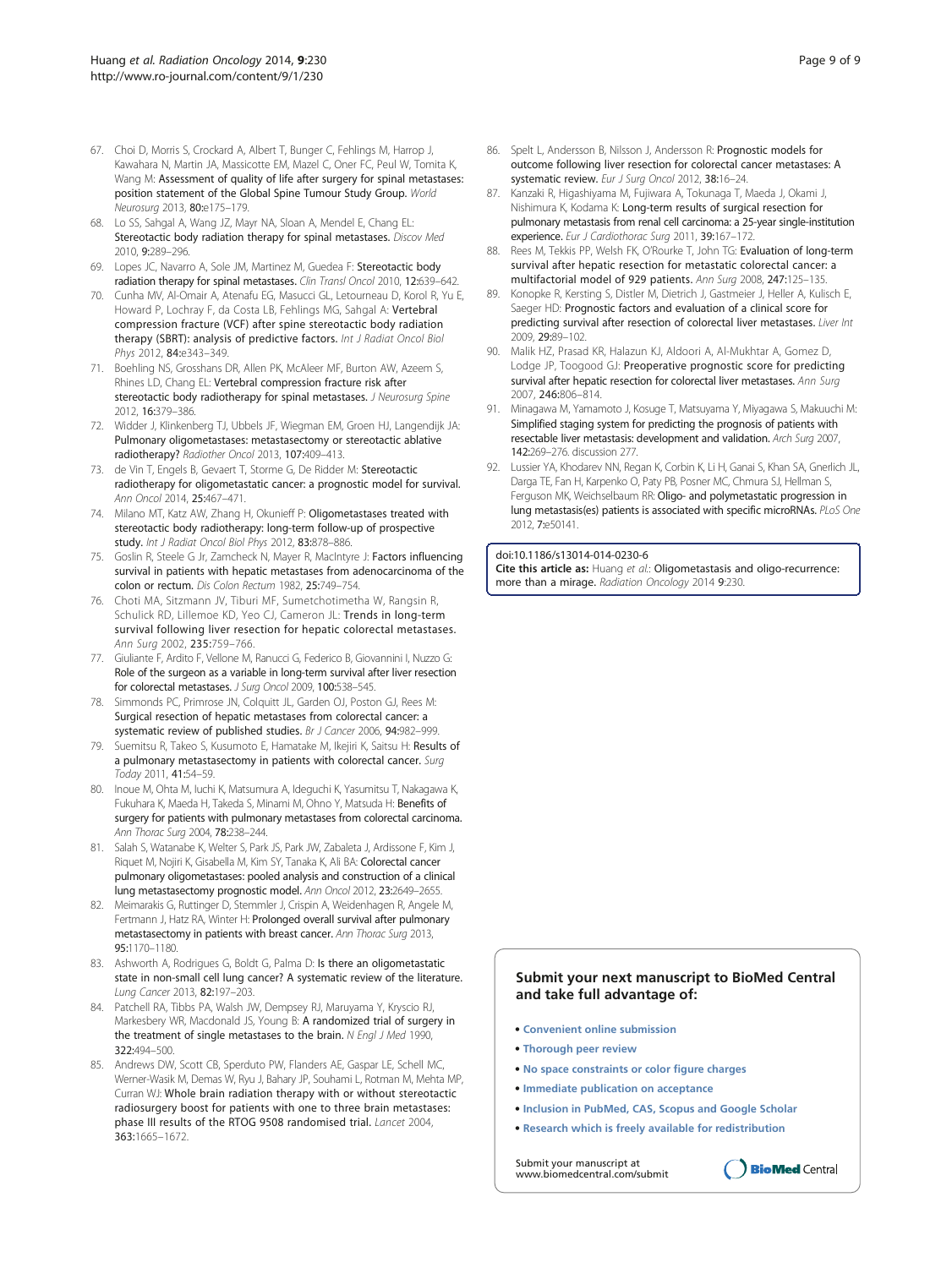67. Choi D, Morris S, Crockard A, Albert T, Bunger C, Fehlings M, Harrop J, Kawahara N, Martin JA, Massicotte EM, Mazel C, Oner FC, Peul W, Tomita K, Wang M: **Assessment of quality of life after surgery for spinal metastases: position statement of the Global Spine Tumour Study Group.** *World Neurosurg* 2013, **80:**e175–179.
68. Lo SS, Sahgal A, Wang JZ, Mayr NA, Sloan A, Mendel E, Chang EL: **Stereotactic body radiation therapy for spinal metastases.** *Discov Med* 2010, **9:**289–296.
69. Lopes JC, Navarro A, Sole JM, Martinez M, Guedea F: **Stereotactic body radiation therapy for spinal metastases.** *Clin Transl Oncol* 2010, **12:**639–642.
70. Cunha MV, Al-Omair A, Atenafu EG, Masucci GL, Letourneau D, Korol R, Yu E, Howard P, Lochray F, da Costa LB, Fehlings MG, Sahgal A: **Vertebral compression fracture (VCF) after spine stereotactic body radiation therapy (SBRT): analysis of predictive factors.** *Int J Radiat Oncol Biol Phys* 2012, **84:**e343–349.
71. Boehling NS, Grosshans DR, Allen PK, McAleer MF, Burton AW, Azeem S, Rhines LD, Chang EL: **Vertebral compression fracture risk after stereotactic body radiotherapy for spinal metastases.** *J Neurosurg Spine* 2012, **16:**379–386.
72. Widder J, Klinkenberg TJ, Ubbels JF, Wiegman EM, Groen HJ, Langendijk JA: **Pulmonary oligometastases: metastasectomy or stereotactic ablative radiotherapy?** *Radiother Oncol* 2013, **107:**409–413.
73. de Vin T, Engels B, Gevaert T, Storme G, De Ridder M: **Stereotactic radiotherapy for oligometastatic cancer: a prognostic model for survival.** *Ann Oncol* 2014, **25:**467–471.
74. Milano MT, Katz AW, Zhang H, Okunieff P: **Oligometastases treated with stereotactic body radiotherapy: long-term follow-up of prospective study.** *Int J Radiat Oncol Biol Phys* 2012, **83:**878–886.
75. Goslin R, Steele G Jr, Zamcheck N, Mayer R, MacIntyre J: **Factors influencing survival in patients with hepatic metastases from adenocarcinoma of the colon or rectum.** *Dis Colon Rectum* 1982, **25:**749–754.
76. Choti MA, Sitzmann JV, Tiburi MF, Sumetchotimetha W, Rangsin R, Schulick RD, Lillemoe KD, Yeo CJ, Cameron JL: **Trends in long-term survival following liver resection for hepatic colorectal metastases.** *Ann Surg* 2002, **235:**759–766.
77. Giuliante F, Ardito F, Vellone M, Ranucci G, Federico B, Giovannini I, Nuzzo G: **Role of the surgeon as a variable in long-term survival after liver resection for colorectal metastases.** *J Surg Oncol* 2009, **100:**538–545.
78. Simmonds PC, Primrose JN, Colquitt JL, Garden OJ, Poston GJ, Rees M: **Surgical resection of hepatic metastases from colorectal cancer: a systematic review of published studies.** *Br J Cancer* 2006, **94:**982–999.
79. Suemitsu R, Takeo S, Kusumoto E, Hamatake M, Ikejiri K, Saitsu H: **Results of a pulmonary metastasectomy in patients with colorectal cancer.** *Surg Today* 2011, **41:**54–59.
80. Inoue M, Ohta M, Iuchi K, Matsumura A, Ideguchi K, Yasumitsu T, Nakagawa K, Fukuhara K, Maeda H, Takeda S, Minami M, Ohno Y, Matsuda H: **Benefits of surgery for patients with pulmonary metastases from colorectal carcinoma.** *Ann Thorac Surg* 2004, **78:**238–244.
81. Salah S, Watanabe K, Welter S, Park JS, Park JW, Zabaleta J, Ardissone F, Kim J, Riquet M, Nojiri K, Gisabella M, Kim SY, Tanaka K, Ali BA: **Colorectal cancer pulmonary oligometastases: pooled analysis and construction of a clinical lung metastasectomy prognostic model.** *Ann Oncol* 2012, **23:**2649–2655.
82. Meimarakis G, Ruttinger D, Stemmler J, Crispin A, Weidenhagen R, Angele M, Fertmann J, Hatz RA, Winter H: **Prolonged overall survival after pulmonary metastasectomy in patients with breast cancer.** *Ann Thorac Surg* 2013, **95:**1170–1180.
83. Ashworth A, Rodrigues G, Boldt G, Palma D: **Is there an oligometastatic state in non-small cell lung cancer? A systematic review of the literature.** *Lung Cancer* 2013, **82:**197–203.
84. Patchell RA, Tibbs PA, Walsh JW, Dempsey RJ, Maruyama Y, Kryscio RJ, Markesbery WR, Macdonald JS, Young B: **A randomized trial of surgery in the treatment of single metastases to the brain.** *N Engl J Med* 1990, **322:**494–500.
85. Andrews DW, Scott CB, Sperduto PW, Flanders AE, Gaspar LE, Schell MC, Werner-Wasik M, Demas W, Ryu J, Bahary JP, Souhami L, Rotman M, Mehta MP, Curran WJ: **Whole brain radiation therapy with or without stereotactic radiosurgery boost for patients with one to three brain metastases: phase III results of the RTOG 9508 randomised trial.** *Lancet* 2004, **363:**1665–1672.
86. Spelt L, Andersson B, Nilsson J, Andersson R: **Prognostic models for outcome following liver resection for colorectal cancer metastases: A systematic review.** *Eur J Surg Oncol* 2012, **38:**16–24.
87. Kanzaki R, Higashiyama M, Fujiwara A, Tokunaga T, Maeda J, Okami J, Nishimura K, Kodama K: **Long-term results of surgical resection for pulmonary metastasis from renal cell carcinoma: a 25-year single-institution experience.** *Eur J Cardiothorac Surg* 2011, **39:**167–172.
88. Rees M, Tekkis PP, Welsh FK, O'Rourke T, John TG: **Evaluation of long-term survival after hepatic resection for metastatic colorectal cancer: a multifactorial model of 929 patients.** *Ann Surg* 2008, **247:**125–135.
89. Konopke R, Kersting S, Distler M, Dietrich J, Gastmeier J, Heller A, Kulisch E, Saeger HD: **Prognostic factors and evaluation of a clinical score for predicting survival after resection of colorectal liver metastases.** *Liver Int* 2009, **29:**89–102.
90. Malik HZ, Prasad KR, Halazun KJ, Aldoori A, Al-Mukhtar A, Gomez D, Lodge JP, Toogood GJ: **Preoperative prognostic score for predicting survival after hepatic resection for colorectal liver metastases.** *Ann Surg* 2007, **246:**806–814.
91. Minagawa M, Yamamoto J, Kosuge T, Matsuyama Y, Miyagawa S, Makuuchi M: **Simplified staging system for predicting the prognosis of patients with resectable liver metastasis: development and validation.** *Arch Surg* 2007, **142:**269–276. discussion 277.
92. Lussier YA, Khodarev NN, Regan K, Corbin K, Li H, Ganai S, Khan SA, Gnerlich JL, Darga TE, Fan H, Karpenko O, Paty PB, Posner MC, Chmura SJ, Hellman S, Ferguson MK, Weichselbaum RR: **Oligo- and polymetastatic progression in lung metastasis(es) patients is associated with specific microRNAs.** *PLoS One* 2012, **7:**e50141.

doi:10.1186/s13014-014-0230-6
**Cite this article as:** Huang *et al.*: Oligometastasis and oligo-recurrence: more than a mirage. *Radiation Oncology* 2014 **9**:230.

**Submit your next manuscript to BioMed Central and take full advantage of:**

- **Convenient online submission**
- **Thorough peer review**
- **No space constraints or color figure charges**
- **Immediate publication on acceptance**
- **Inclusion in PubMed, CAS, Scopus and Google Scholar**
- **Research which is freely available for redistribution**

Submit your manuscript at www.biomedcentral.com/submit

BioMed Central